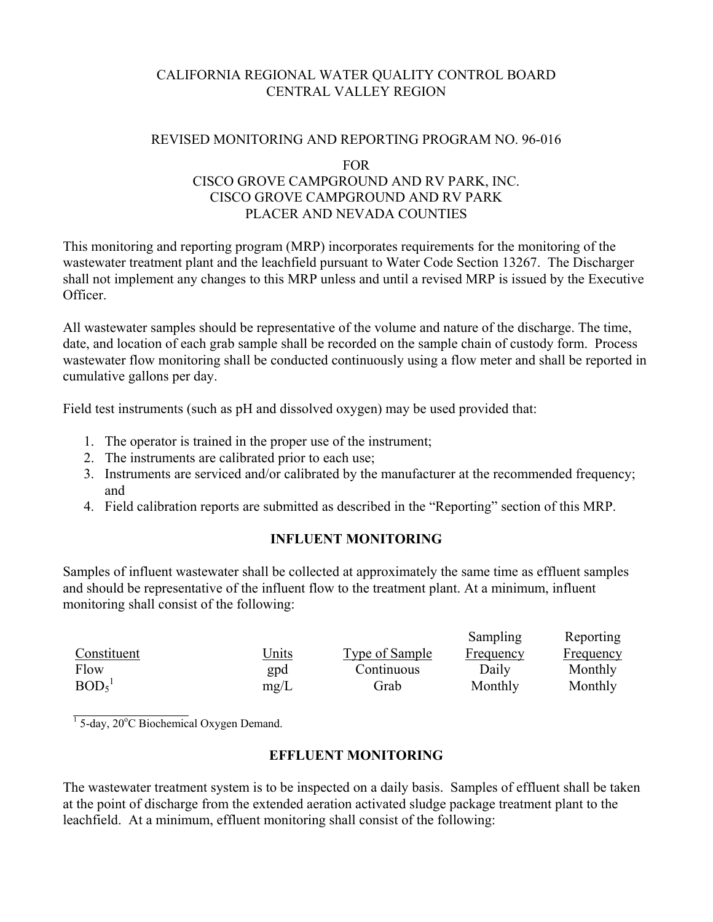CALIFORNIA REGIONAL WATER QUALITY CONTROL BOARD
CENTRAL VALLEY REGION

REVISED MONITORING AND REPORTING PROGRAM NO. 96-016

FOR
CISCO GROVE CAMPGROUND AND RV PARK, INC.
CISCO GROVE CAMPGROUND AND RV PARK
PLACER AND NEVADA COUNTIES

This monitoring and reporting program (MRP) incorporates requirements for the monitoring of the wastewater treatment plant and the leachfield pursuant to Water Code Section 13267. The Discharger shall not implement any changes to this MRP unless and until a revised MRP is issued by the Executive Officer.

All wastewater samples should be representative of the volume and nature of the discharge. The time, date, and location of each grab sample shall be recorded on the sample chain of custody form. Process wastewater flow monitoring shall be conducted continuously using a flow meter and shall be reported in cumulative gallons per day.

Field test instruments (such as pH and dissolved oxygen) may be used provided that:

1. The operator is trained in the proper use of the instrument;
2. The instruments are calibrated prior to each use;
3. Instruments are serviced and/or calibrated by the manufacturer at the recommended frequency; and
4. Field calibration reports are submitted as described in the "Reporting" section of this MRP.

## INFLUENT MONITORING

Samples of influent wastewater shall be collected at approximately the same time as effluent samples and should be representative of the influent flow to the treatment plant. At a minimum, influent monitoring shall consist of the following:

| Constituent | Units | Type of Sample | Sampling Frequency | Reporting Frequency |
|---|---|---|---|---|
| Flow | gpd | Continuous | Daily | Monthly |
| $BOD_5$[1] | mg/L | Grab | Monthly | Monthly |

[1] 5-day, 20°C Biochemical Oxygen Demand.

## EFFLUENT MONITORING

The wastewater treatment system is to be inspected on a daily basis. Samples of effluent shall be taken at the point of discharge from the extended aeration activated sludge package treatment plant to the leachfield. At a minimum, effluent monitoring shall consist of the following: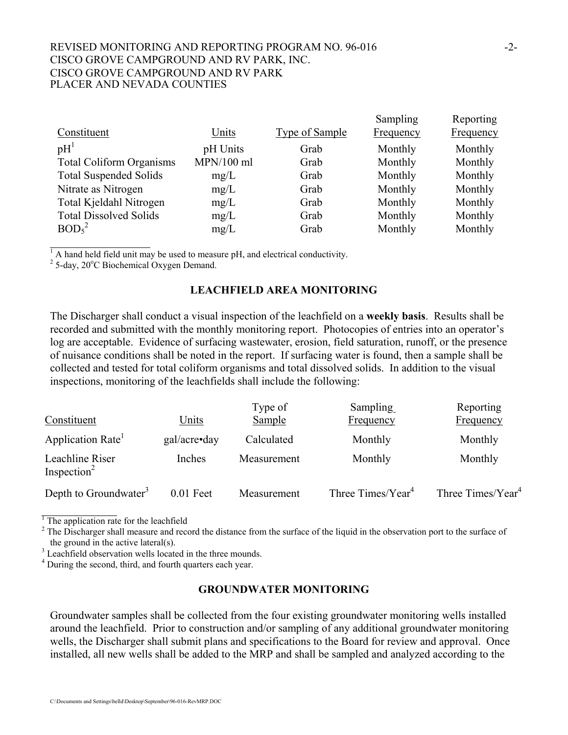| Constituent | Units | Type of Sample | Sampling Frequency | Reporting Frequency |
|---|---|---|---|---|
| pH[1] | pH Units | Grab | Monthly | Monthly |
| Total Coliform Organisms | MPN/100 ml | Grab | Monthly | Monthly |
| Total Suspended Solids | mg/L | Grab | Monthly | Monthly |
| Nitrate as Nitrogen | mg/L | Grab | Monthly | Monthly |
| Total Kjeldahl Nitrogen | mg/L | Grab | Monthly | Monthly |
| Total Dissolved Solids | mg/L | Grab | Monthly | Monthly |
| $BOD_5$[2] | mg/L | Grab | Monthly | Monthly |

[1] A hand held field unit may be used to measure pH, and electrical conductivity.
[2] 5-day, 20°C Biochemical Oxygen Demand.

## LEACHFIELD AREA MONITORING

The Discharger shall conduct a visual inspection of the leachfield on a **weekly basis**. Results shall be recorded and submitted with the monthly monitoring report. Photocopies of entries into an operator's log are acceptable. Evidence of surfacing wastewater, erosion, field saturation, runoff, or the presence of nuisance conditions shall be noted in the report. If surfacing water is found, then a sample shall be collected and tested for total coliform organisms and total dissolved solids. In addition to the visual inspections, monitoring of the leachfields shall include the following:

| Constituent | Units | Type of Sample | Sampling Frequency | Reporting Frequency |
|---|---|---|---|---|
| Application Rate[1] | gal/acre•day | Calculated | Monthly | Monthly |
| Leachline Riser Inspection[2] | Inches | Measurement | Monthly | Monthly |
| Depth to Groundwater[3] | 0.01 Feet | Measurement | Three Times/Year[4] | Three Times/Year[4] |

[1] The application rate for the leachfield
[2] The Discharger shall measure and record the distance from the surface of the liquid in the observation port to the surface of the ground in the active lateral(s).
[3] Leachfield observation wells located in the three mounds.
[4] During the second, third, and fourth quarters each year.

## GROUNDWATER MONITORING

Groundwater samples shall be collected from the four existing groundwater monitoring wells installed around the leachfield. Prior to construction and/or sampling of any additional groundwater monitoring wells, the Discharger shall submit plans and specifications to the Board for review and approval. Once installed, all new wells shall be added to the MRP and shall be sampled and analyzed according to the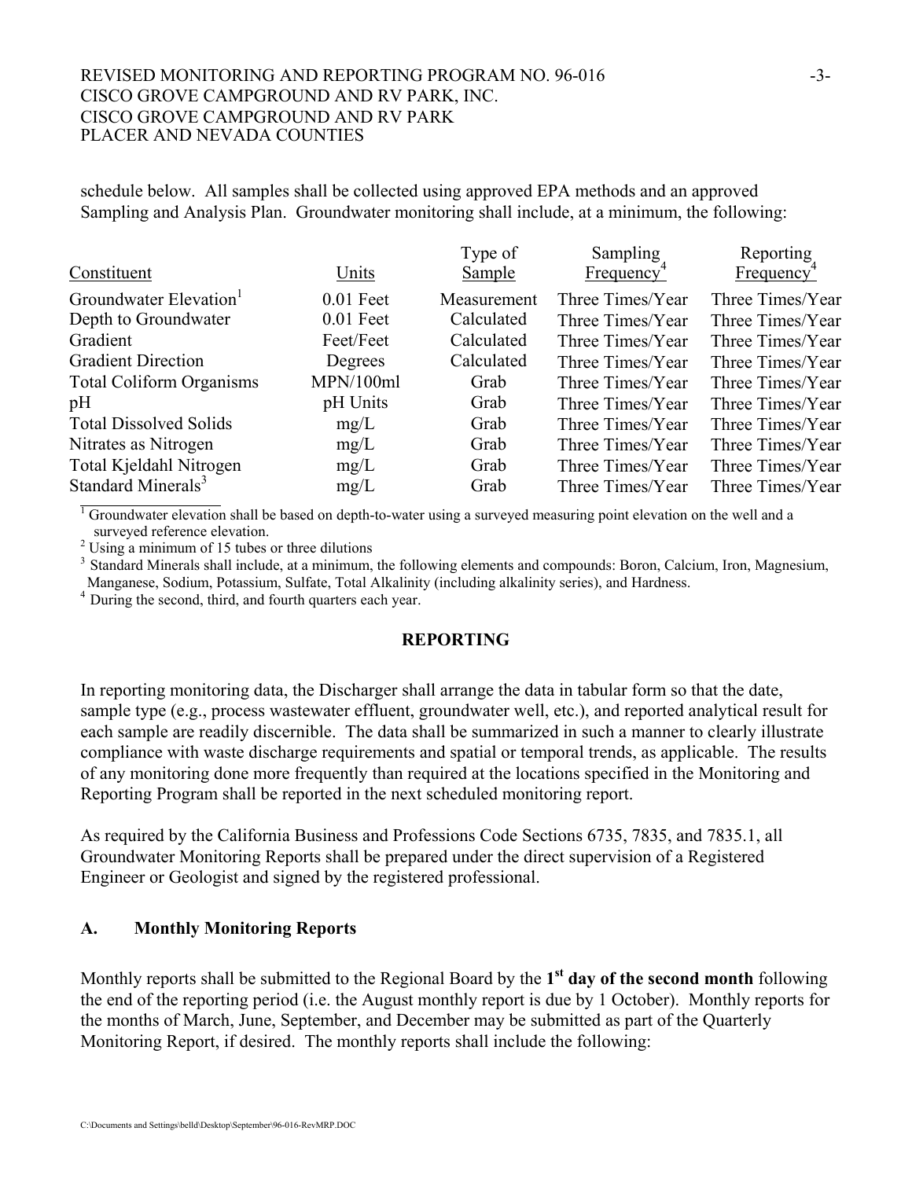schedule below. All samples shall be collected using approved EPA methods and an approved Sampling and Analysis Plan. Groundwater monitoring shall include, at a minimum, the following:

| Constituent | Units | Type of Sample | Sampling Frequency[4] | Reporting Frequency[4] |
|---|---|---|---|---|
| Groundwater Elevation[1] | 0.01 Feet | Measurement | Three Times/Year | Three Times/Year |
| Depth to Groundwater | 0.01 Feet | Calculated | Three Times/Year | Three Times/Year |
| Gradient | Feet/Feet | Calculated | Three Times/Year | Three Times/Year |
| Gradient Direction | Degrees | Calculated | Three Times/Year | Three Times/Year |
| Total Coliform Organisms | MPN/100ml | Grab | Three Times/Year | Three Times/Year |
| pH | pH Units | Grab | Three Times/Year | Three Times/Year |
| Total Dissolved Solids | mg/L | Grab | Three Times/Year | Three Times/Year |
| Nitrates as Nitrogen | mg/L | Grab | Three Times/Year | Three Times/Year |
| Total Kjeldahl Nitrogen | mg/L | Grab | Three Times/Year | Three Times/Year |
| Standard Minerals[3] | mg/L | Grab | Three Times/Year | Three Times/Year |

[1] Groundwater elevation shall be based on depth-to-water using a surveyed measuring point elevation on the well and a surveyed reference elevation.

[2] Using a minimum of 15 tubes or three dilutions

[3] Standard Minerals shall include, at a minimum, the following elements and compounds: Boron, Calcium, Iron, Magnesium, Manganese, Sodium, Potassium, Sulfate, Total Alkalinity (including alkalinity series), and Hardness.

[4] During the second, third, and fourth quarters each year.

## REPORTING

In reporting monitoring data, the Discharger shall arrange the data in tabular form so that the date, sample type (e.g., process wastewater effluent, groundwater well, etc.), and reported analytical result for each sample are readily discernible. The data shall be summarized in such a manner to clearly illustrate compliance with waste discharge requirements and spatial or temporal trends, as applicable. The results of any monitoring done more frequently than required at the locations specified in the Monitoring and Reporting Program shall be reported in the next scheduled monitoring report.

As required by the California Business and Professions Code Sections 6735, 7835, and 7835.1, all Groundwater Monitoring Reports shall be prepared under the direct supervision of a Registered Engineer or Geologist and signed by the registered professional.

### A. Monthly Monitoring Reports

Monthly reports shall be submitted to the Regional Board by the **1st day of the second month** following the end of the reporting period (i.e. the August monthly report is due by 1 October). Monthly reports for the months of March, June, September, and December may be submitted as part of the Quarterly Monitoring Report, if desired. The monthly reports shall include the following: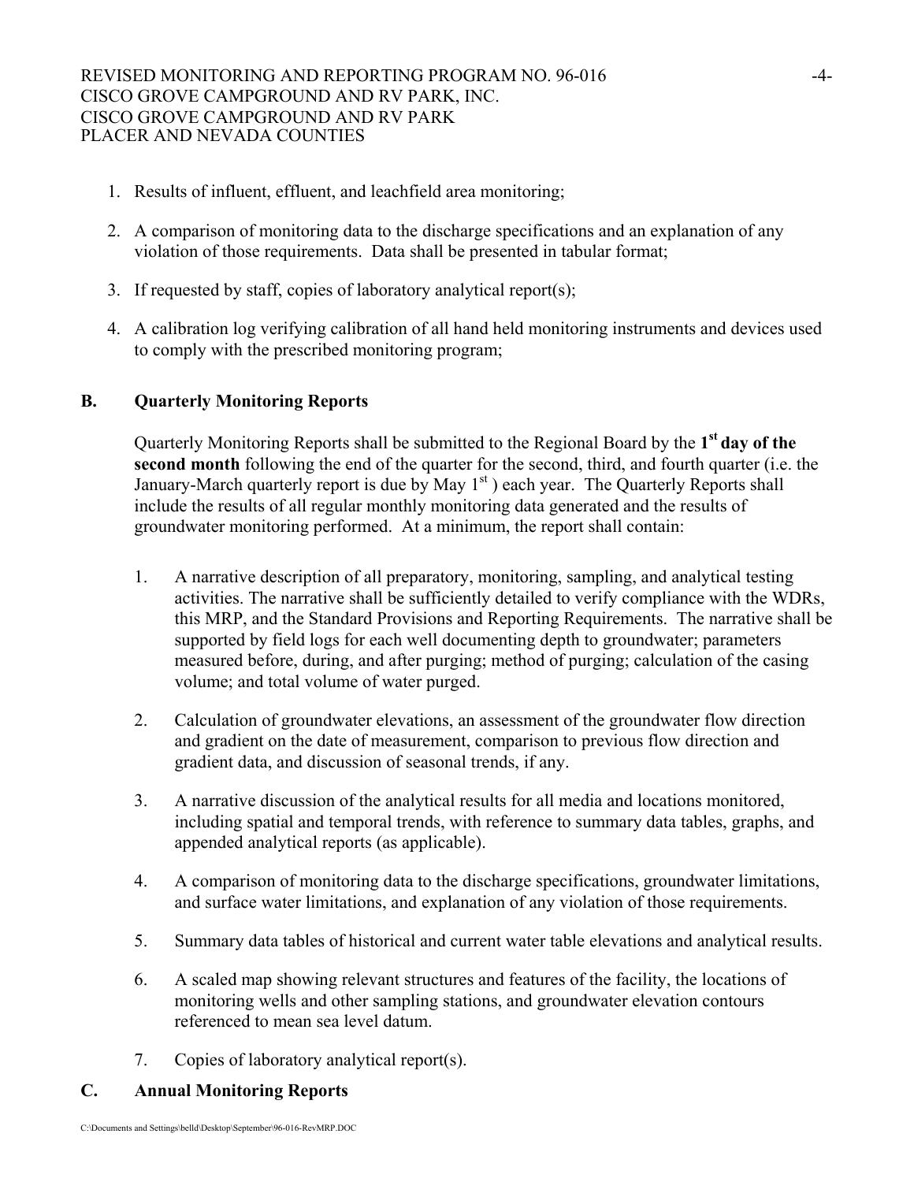1. Results of influent, effluent, and leachfield area monitoring;

2. A comparison of monitoring data to the discharge specifications and an explanation of any violation of those requirements. Data shall be presented in tabular format;

3. If requested by staff, copies of laboratory analytical report(s);

4. A calibration log verifying calibration of all hand held monitoring instruments and devices used to comply with the prescribed monitoring program;

## B. Quarterly Monitoring Reports

Quarterly Monitoring Reports shall be submitted to the Regional Board by the **1st day of the second month** following the end of the quarter for the second, third, and fourth quarter (i.e. the January-March quarterly report is due by May 1st ) each year. The Quarterly Reports shall include the results of all regular monthly monitoring data generated and the results of groundwater monitoring performed. At a minimum, the report shall contain:

1. A narrative description of all preparatory, monitoring, sampling, and analytical testing activities. The narrative shall be sufficiently detailed to verify compliance with the WDRs, this MRP, and the Standard Provisions and Reporting Requirements. The narrative shall be supported by field logs for each well documenting depth to groundwater; parameters measured before, during, and after purging; method of purging; calculation of the casing volume; and total volume of water purged.

2. Calculation of groundwater elevations, an assessment of the groundwater flow direction and gradient on the date of measurement, comparison to previous flow direction and gradient data, and discussion of seasonal trends, if any.

3. A narrative discussion of the analytical results for all media and locations monitored, including spatial and temporal trends, with reference to summary data tables, graphs, and appended analytical reports (as applicable).

4. A comparison of monitoring data to the discharge specifications, groundwater limitations, and surface water limitations, and explanation of any violation of those requirements.

5. Summary data tables of historical and current water table elevations and analytical results.

6. A scaled map showing relevant structures and features of the facility, the locations of monitoring wells and other sampling stations, and groundwater elevation contours referenced to mean sea level datum.

7. Copies of laboratory analytical report(s).

## C. Annual Monitoring Reports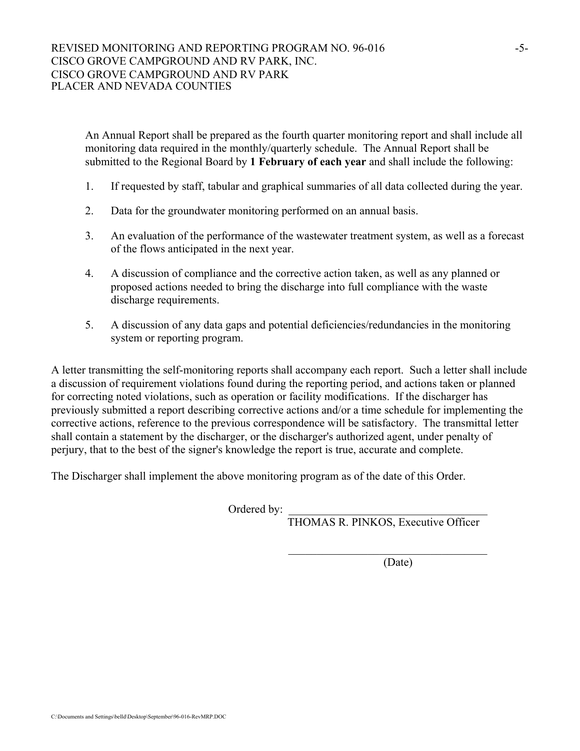An Annual Report shall be prepared as the fourth quarter monitoring report and shall include all monitoring data required in the monthly/quarterly schedule. The Annual Report shall be submitted to the Regional Board by **1 February of each year** and shall include the following:

1. If requested by staff, tabular and graphical summaries of all data collected during the year.
2. Data for the groundwater monitoring performed on an annual basis.
3. An evaluation of the performance of the wastewater treatment system, as well as a forecast of the flows anticipated in the next year.
4. A discussion of compliance and the corrective action taken, as well as any planned or proposed actions needed to bring the discharge into full compliance with the waste discharge requirements.
5. A discussion of any data gaps and potential deficiencies/redundancies in the monitoring system or reporting program.

A letter transmitting the self-monitoring reports shall accompany each report. Such a letter shall include a discussion of requirement violations found during the reporting period, and actions taken or planned for correcting noted violations, such as operation or facility modifications. If the discharger has previously submitted a report describing corrective actions and/or a time schedule for implementing the corrective actions, reference to the previous correspondence will be satisfactory. The transmittal letter shall contain a statement by the discharger, or the discharger's authorized agent, under penalty of perjury, that to the best of the signer's knowledge the report is true, accurate and complete.

The Discharger shall implement the above monitoring program as of the date of this Order.

Ordered by: ______________________________
THOMAS R. PINKOS, Executive Officer

______________________________
(Date)

C:\Documents and Settings\belld\Desktop\September\96-016-RevMRP.DOC